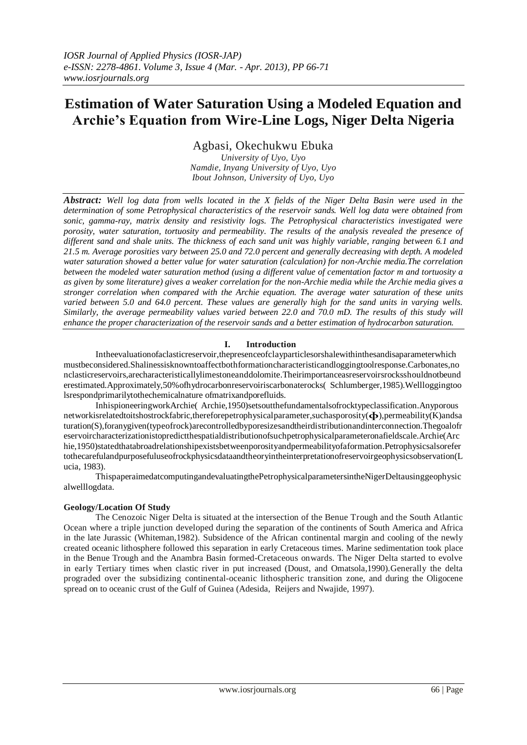# Estimation of Water Saturation Using a Modeled Equation and Archie's Equation from Wire-Line Logs, Niger Delta Nigeria

Agbasi, Okechukwu Ebuka

*University of Uyo, Uyo*
*Namdie, Inyang University of Uyo, Uyo*
*Ibout Johnson, University of Uyo, Uyo*

***Abstract:*** *Well log data from wells located in the X fields of the Niger Delta Basin were used in the determination of some Petrophysical characteristics of the reservoir sands. Well log data were obtained from sonic, gamma-ray, matrix density and resistivity logs. The Petrophysical characteristics investigated were porosity, water saturation, tortuosity and permeability. The results of the analysis revealed the presence of different sand and shale units. The thickness of each sand unit was highly variable, ranging between 6.1 and 21.5 m. Average porosities vary between 25.0 and 72.0 percent and generally decreasing with depth. A modeled water saturation showed a better value for water saturation (calculation) for non-Archie media.The correlation between the modeled water saturation method (using a different value of cementation factor m and tortuosity a as given by some literature) gives a weaker correlation for the non-Archie media while the Archie media gives a stronger correlation when compared with the Archie equation. The average water saturation of these units varied between 5.0 and 64.0 percent. These values are generally high for the sand units in varying wells. Similarly, the average permeability values varied between 22.0 and 70.0 mD. The results of this study will enhance the proper characterization of the reservoir sands and a better estimation of hydrocarbon saturation.*

## I. Introduction

Intheevaluationofaclasticreservoir,thepresenceofclayparticlesorshalewithinthesandisaparameterwhich mustbeconsidered.Shalinessisknowntoaffectbothformationcharacteristicandloggingtoolresponse.Carbonates,nonclasticreservoirs,arecharacteristicallylimestoneanddolomite.Theirimportanceasreservoirsrocksshouldnotbeunderestimated.Approximately,50%ofhydrocarbonreservoiriscarbonaterocks( Schlumberger,1985).Wellloggingtoolsrespondprimarilytothechemicalnature ofmatrixandporefluids.

InhispioneeringworkArchie( Archie,1950)setsoutthefundamentalsofrocktypeclassification.Anyporous networkisrelatedtoitshostrockfabric,thereforepetrophysicalparameter,suchasporosity($\Phi$),permeability(K)andsaturation(S),foranygiven(typeofrock)arecontrolledbyporesizesandtheirdistributionandinterconnection.Thegoalofreservoircharacterizationistopredictthespatialdistributionofsuchpetrophysicalparameteronafieldscale.Archie(Archie,1950)statedthatabroadrelationshipexistsbetweenporosityandpermeabilityofaformation.Petrophysicsalsorefertothecarefulandpurposefuluseofrockphysicsdataandtheoryintheinterpretationofreservoirgeophysicsobservation(Lucia, 1983).

ThispaperaimedatcomputingandevaluatingthePetrophysicalparametersintheNigerDeltausinggeophysicalwelllogdata.

### Geology/Location Of Study

The Cenozoic Niger Delta is situated at the intersection of the Benue Trough and the South Atlantic Ocean where a triple junction developed during the separation of the continents of South America and Africa in the late Jurassic (Whiteman,1982). Subsidence of the African continental margin and cooling of the newly created oceanic lithosphere followed this separation in early Cretaceous times. Marine sedimentation took place in the Benue Trough and the Anambra Basin formed-Cretaceous onwards. The Niger Delta started to evolve in early Tertiary times when clastic river in put increased (Doust, and Omatsola,1990).Generally the delta prograded over the subsidizing continental-oceanic lithospheric transition zone, and during the Oligocene spread on to oceanic crust of the Gulf of Guinea (Adesida, Reijers and Nwajide, 1997).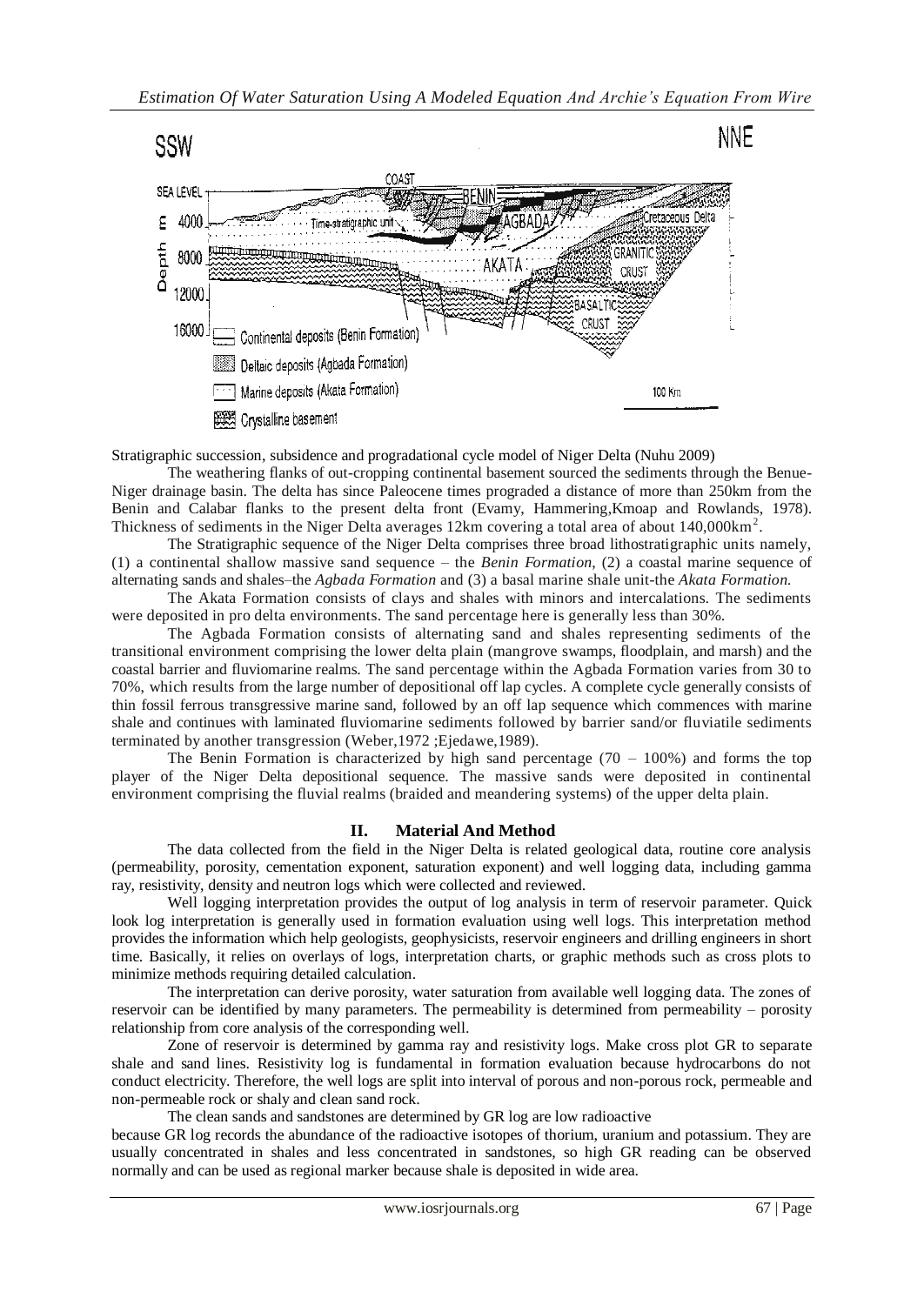Stratigraphic succession, subsidence and progradational cycle model of Niger Delta (Nuhu 2009)

The weathering flanks of out-cropping continental basement sourced the sediments through the Benue-Niger drainage basin. The delta has since Paleocene times prograded a distance of more than 250km from the Benin and Calabar flanks to the present delta front (Evamy, Hammering,Kmoap and Rowlands, 1978). Thickness of sediments in the Niger Delta averages 12km covering a total area of about 140,000km$^2$.

The Stratigraphic sequence of the Niger Delta comprises three broad lithostratigraphic units namely, (1) a continental shallow massive sand sequence – the *Benin Formation*, (2) a coastal marine sequence of alternating sands and shales–the *Agbada Formation* and (3) a basal marine shale unit-the *Akata Formation.*

The Akata Formation consists of clays and shales with minors and intercalations. The sediments were deposited in pro delta environments. The sand percentage here is generally less than 30%.

The Agbada Formation consists of alternating sand and shales representing sediments of the transitional environment comprising the lower delta plain (mangrove swamps, floodplain, and marsh) and the coastal barrier and fluviomarine realms. The sand percentage within the Agbada Formation varies from 30 to 70%, which results from the large number of depositional off lap cycles. A complete cycle generally consists of thin fossil ferrous transgressive marine sand, followed by an off lap sequence which commences with marine shale and continues with laminated fluviomarine sediments followed by barrier sand/or fluviatile sediments terminated by another transgression (Weber,1972 ;Ejedawe,1989).

The Benin Formation is characterized by high sand percentage (70 – 100%) and forms the top player of the Niger Delta depositional sequence. The massive sands were deposited in continental environment comprising the fluvial realms (braided and meandering systems) of the upper delta plain.

## II. Material And Method

The data collected from the field in the Niger Delta is related geological data, routine core analysis (permeability, porosity, cementation exponent, saturation exponent) and well logging data, including gamma ray, resistivity, density and neutron logs which were collected and reviewed.

Well logging interpretation provides the output of log analysis in term of reservoir parameter. Quick look log interpretation is generally used in formation evaluation using well logs. This interpretation method provides the information which help geologists, geophysicists, reservoir engineers and drilling engineers in short time. Basically, it relies on overlays of logs, interpretation charts, or graphic methods such as cross plots to minimize methods requiring detailed calculation.

The interpretation can derive porosity, water saturation from available well logging data. The zones of reservoir can be identified by many parameters. The permeability is determined from permeability – porosity relationship from core analysis of the corresponding well.

Zone of reservoir is determined by gamma ray and resistivity logs. Make cross plot GR to separate shale and sand lines. Resistivity log is fundamental in formation evaluation because hydrocarbons do not conduct electricity. Therefore, the well logs are split into interval of porous and non-porous rock, permeable and non-permeable rock or shaly and clean sand rock.

The clean sands and sandstones are determined by GR log are low radioactive because GR log records the abundance of the radioactive isotopes of thorium, uranium and potassium. They are usually concentrated in shales and less concentrated in sandstones, so high GR reading can be observed normally and can be used as regional marker because shale is deposited in wide area.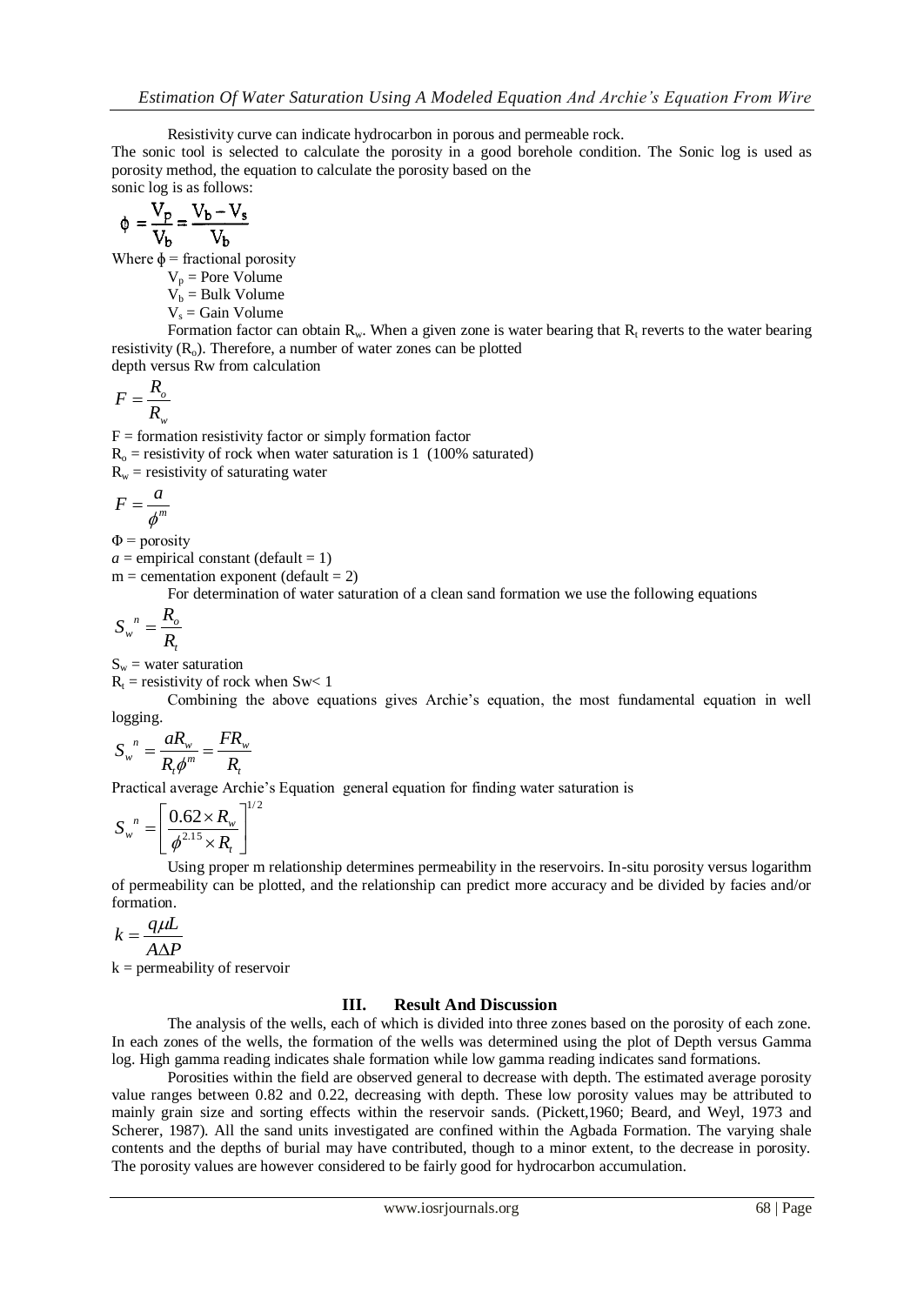Resistivity curve can indicate hydrocarbon in porous and permeable rock.

The sonic tool is selected to calculate the porosity in a good borehole condition. The Sonic log is used as porosity method, the equation to calculate the porosity based on the sonic log is as follows:

$$\phi = \frac{V_p}{V_b} = \frac{V_b - V_s}{V_b}$$

Where $\phi$ = fractional porosity

$V_p$ = Pore Volume

$V_b$ = Bulk Volume

$V_s$ = Gain Volume

Formation factor can obtain $R_w$. When a given zone is water bearing that $R_t$ reverts to the water bearing resistivity ($R_o$). Therefore, a number of water zones can be plotted depth versus Rw from calculation

$$F = \frac{R_o}{R_w}$$

F = formation resistivity factor or simply formation factor

$R_o$ = resistivity of rock when water saturation is 1 (100% saturated)

$R_w$ = resistivity of saturating water

$$F = \frac{a}{\phi^m}$$

$\Phi$ = porosity

$a$ = empirical constant (default = 1)

m = cementation exponent (default = 2)

For determination of water saturation of a clean sand formation we use the following equations

$$S_w^{\ n} = \frac{R_o}{R_t}$$

$S_w$ = water saturation

$R_t$ = resistivity of rock when Sw< 1

Combining the above equations gives Archie's equation, the most fundamental equation in well logging.

$$S_w^{\ n} = \frac{aR_w}{R_t \phi^m} = \frac{FR_w}{R_t}$$

Practical average Archie's Equation general equation for finding water saturation is

$$S_w^{\ n} = \left[ \frac{0.62 \times R_w}{\phi^{2.15} \times R_t} \right]^{1/2}$$

Using proper m relationship determines permeability in the reservoirs. In-situ porosity versus logarithm of permeability can be plotted, and the relationship can predict more accuracy and be divided by facies and/or formation.

$$k = \frac{q\mu L}{A\Delta P}$$

k = permeability of reservoir

## III. Result And Discussion

The analysis of the wells, each of which is divided into three zones based on the porosity of each zone. In each zones of the wells, the formation of the wells was determined using the plot of Depth versus Gamma log. High gamma reading indicates shale formation while low gamma reading indicates sand formations.

Porosities within the field are observed general to decrease with depth. The estimated average porosity value ranges between 0.82 and 0.22, decreasing with depth. These low porosity values may be attributed to mainly grain size and sorting effects within the reservoir sands. (Pickett,1960; Beard, and Weyl, 1973 and Scherer, 1987). All the sand units investigated are confined within the Agbada Formation. The varying shale contents and the depths of burial may have contributed, though to a minor extent, to the decrease in porosity. The porosity values are however considered to be fairly good for hydrocarbon accumulation.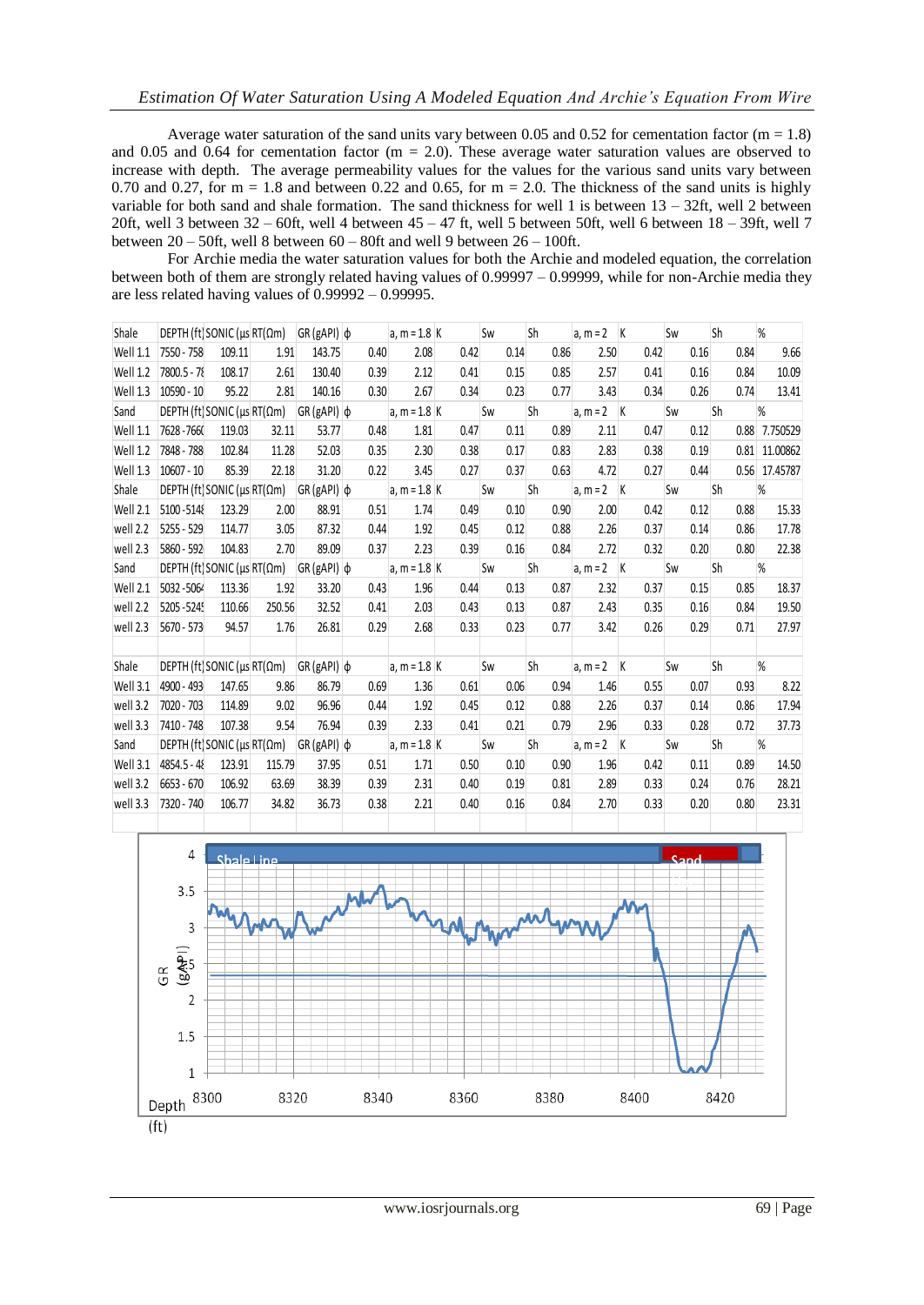Average water saturation of the sand units vary between 0.05 and 0.52 for cementation factor (m = 1.8) and 0.05 and 0.64 for cementation factor (m = 2.0). These water saturation values are observed to increase with depth. The average permeability values for the values for the various sand units vary between 0.70 and 0.27, for m = 1.8 and between 0.22 and 0.65, for m = 2.0. The thickness of the sand units is highly variable for both sand and shale formation. The sand thickness for well 1 is between 13 – 32ft, well 2 between 20ft, well 3 between 32 – 60ft, well 4 between 45 – 47 ft, well 5 between 50ft, well 6 between 18 – 39ft, well 7 between 20 – 50ft, well 8 between 60 – 80ft and well 9 between 26 – 100ft.

For Archie media the water saturation values for both the Archie and modeled equation, the correlation between both of them are strongly related having values of 0.99997 – 0.99999, while for non-Archie media they are less related having values of 0.99992 – 0.99995.

| Shale | DEPTH (ft) | SONIC (μs | RT(Ωm) | GR (gAPI) | ϕ | a, m = 1.8 | K | Sw | Sh | a, m = 2 | K | Sw | Sh | % |
|---|---|---|---|---|---|---|---|---|---|---|---|---|---|---|
| Well 1.1 | 7550 - 758 | 109.11 | 1.91 | 143.75 | 0.40 | 2.08 | 0.42 | 0.14 | 0.86 | 2.50 | 0.42 | 0.16 | 0.84 | 9.66 |
| Well 1.2 | 7800.5 - 78 | 108.17 | 2.61 | 130.40 | 0.39 | 2.12 | 0.41 | 0.15 | 0.85 | 2.57 | 0.41 | 0.16 | 0.84 | 10.09 |
| Well 1.3 | 10590 - 10 | 95.22 | 2.81 | 140.16 | 0.30 | 2.67 | 0.34 | 0.23 | 0.77 | 3.43 | 0.34 | 0.26 | 0.74 | 13.41 |
| Sand | DEPTH (ft) | SONIC (μs | RT(Ωm) | GR (gAPI) | ϕ | a, m = 1.8 | K | Sw | Sh | a, m = 2 | K | Sw | Sh | % |
| Well 1.1 | 7628 -7660 | 119.03 | 32.11 | 53.77 | 0.48 | 1.81 | 0.47 | 0.11 | 0.89 | 2.11 | 0.47 | 0.12 | 0.88 | 7.750529 |
| Well 1.2 | 7848 - 788 | 102.84 | 11.28 | 52.03 | 0.35 | 2.30 | 0.38 | 0.17 | 0.83 | 2.83 | 0.38 | 0.19 | 0.81 | 11.00862 |
| Well 1.3 | 10607 - 10 | 85.39 | 22.18 | 31.20 | 0.22 | 3.45 | 0.27 | 0.37 | 0.63 | 4.72 | 0.27 | 0.44 | 0.56 | 17.45787 |
| Shale | DEPTH (ft) | SONIC (μs | RT(Ωm) | GR (gAPI) | ϕ | a, m = 1.8 | K | Sw | Sh | a, m = 2 | K | Sw | Sh | % |
| Well 2.1 | 5100 -5148 | 123.29 | 2.00 | 88.91 | 0.51 | 1.74 | 0.49 | 0.10 | 0.90 | 2.00 | 0.42 | 0.12 | 0.88 | 15.33 |
| well 2.2 | 5255 - 529 | 114.77 | 3.05 | 87.32 | 0.44 | 1.92 | 0.45 | 0.12 | 0.88 | 2.26 | 0.37 | 0.14 | 0.86 | 17.78 |
| well 2.3 | 5860 - 592 | 104.83 | 2.70 | 89.09 | 0.37 | 2.23 | 0.39 | 0.16 | 0.84 | 2.72 | 0.32 | 0.20 | 0.80 | 22.38 |
| Sand | DEPTH (ft) | SONIC (μs | RT(Ωm) | GR (gAPI) | ϕ | a, m = 1.8 | K | Sw | Sh | a, m = 2 | K | Sw | Sh | % |
| Well 2.1 | 5032 -5064 | 113.36 | 1.92 | 33.20 | 0.43 | 1.96 | 0.44 | 0.13 | 0.87 | 2.32 | 0.37 | 0.15 | 0.85 | 18.37 |
| well 2.2 | 5205 -5245 | 110.66 | 250.56 | 32.52 | 0.41 | 2.03 | 0.43 | 0.13 | 0.87 | 2.43 | 0.35 | 0.16 | 0.84 | 19.50 |
| well 2.3 | 5670 - 573 | 94.57 | 1.76 | 26.81 | 0.29 | 2.68 | 0.33 | 0.23 | 0.77 | 3.42 | 0.26 | 0.29 | 0.71 | 27.97 |
| Shale | DEPTH (ft) | SONIC (μs | RT(Ωm) | GR (gAPI) | ϕ | a, m = 1.8 | K | Sw | Sh | a, m = 2 | K | Sw | Sh | % |
| Well 3.1 | 4900 - 493 | 147.65 | 9.86 | 86.79 | 0.69 | 1.36 | 0.61 | 0.06 | 0.94 | 1.46 | 0.55 | 0.07 | 0.93 | 8.22 |
| well 3.2 | 7020 - 703 | 114.89 | 9.02 | 96.96 | 0.44 | 1.92 | 0.45 | 0.12 | 0.88 | 2.26 | 0.37 | 0.14 | 0.86 | 17.94 |
| well 3.3 | 7410 - 748 | 107.38 | 9.54 | 76.94 | 0.39 | 2.33 | 0.41 | 0.21 | 0.79 | 2.96 | 0.33 | 0.28 | 0.72 | 37.73 |
| Sand | DEPTH (ft) | SONIC (μs | RT(Ωm) | GR (gAPI) | ϕ | a, m = 1.8 | K | Sw | Sh | a, m = 2 | K | Sw | Sh | % |
| Well 3.1 | 4854.5 - 48 | 123.91 | 115.79 | 37.95 | 0.51 | 1.71 | 0.50 | 0.10 | 0.90 | 1.96 | 0.42 | 0.11 | 0.89 | 14.50 |
| well 3.2 | 6653 - 670 | 106.92 | 63.69 | 38.39 | 0.39 | 2.31 | 0.40 | 0.19 | 0.81 | 2.89 | 0.33 | 0.24 | 0.76 | 28.21 |
| well 3.3 | 7320 - 740 | 106.77 | 34.82 | 36.73 | 0.38 | 2.21 | 0.40 | 0.16 | 0.84 | 2.70 | 0.33 | 0.20 | 0.80 | 23.31 |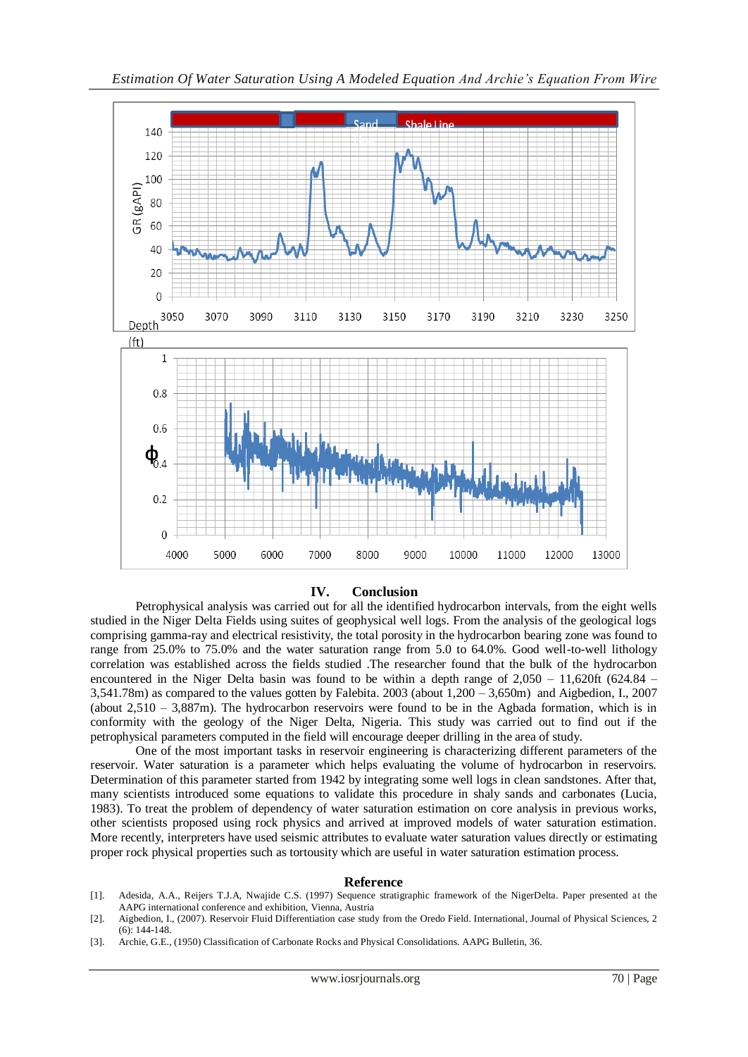## IV. Conclusion

Petrophysical analysis was carried out for all the identified hydrocarbon intervals, from the eight wells studied in the Niger Delta Fields using suites of geophysical well logs. From the analysis of the geological logs comprising gamma-ray and electrical resistivity, the total porosity in the hydrocarbon bearing zone was found to range from 25.0% to 75.0% and the water saturation range from 5.0 to 64.0%. Good well-to-well lithology correlation was established across the fields studied .The researcher found that the bulk of the hydrocarbon encountered in the Niger Delta basin was found to be within a depth range of 2,050 – 11,620ft (624.84 – 3,541.78m) as compared to the values gotten by Falebita. 2003 (about 1,200 – 3,650m) and Aigbedion, I., 2007 (about 2,510 – 3,887m). The hydrocarbon reservoirs were found to be in the Agbada formation, which is in conformity with the geology of the Niger Delta, Nigeria. This study was carried out to find out if the petrophysical parameters computed in the field will encourage deeper drilling in the area of study.

One of the most important tasks in reservoir engineering is characterizing different parameters of the reservoir. Water saturation is a parameter which helps evaluating the volume of hydrocarbon in reservoirs. Determination of this parameter started from 1942 by integrating some well logs in clean sandstones. After that, many scientists introduced some equations to validate this procedure in shaly sands and carbonates (Lucia, 1983). To treat the problem of dependency of water saturation estimation on core analysis in previous works, other scientists proposed using rock physics and arrived at improved models of water saturation estimation. More recently, interpreters have used seismic attributes to evaluate water saturation values directly or estimating proper rock physical properties such as tortousity which are useful in water saturation estimation process.

## Reference

[1]. Adesida, A.A., Reijers T.J.A, Nwajide C.S. (1997) Sequence stratigraphic framework of the NigerDelta. Paper presented at the AAPG international conference and exhibition, Vienna, Austria

[2]. Aigbedion, I., (2007). Reservoir Fluid Differentiation case study from the Oredo Field. International, Journal of Physical Sciences, 2 (6): 144-148.

[3]. Archie, G.E., (1950) Classification of Carbonate Rocks and Physical Consolidations. AAPG Bulletin, 36.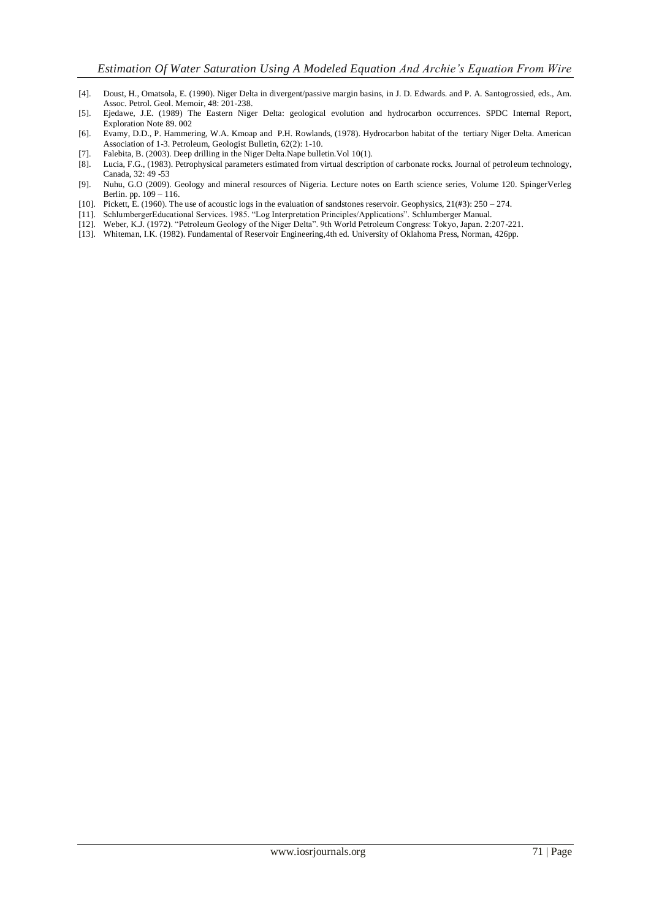[4]. Doust, H., Omatsola, E. (1990). Niger Delta in divergent/passive margin basins, in J. D. Edwards. and P. A. Santogrossied, eds., Am. Assoc. Petrol. Geol. Memoir, 48: 201-238.

[5]. Ejedawe, J.E. (1989) The Eastern Niger Delta: geological evolution and hydrocarbon occurrences. SPDC Internal Report, Exploration Note 89. 002

[6]. Evamy, D.D., P. Hammering, W.A. Kmoap and P.H. Rowlands, (1978). Hydrocarbon habitat of the tertiary Niger Delta. American Association of 1-3. Petroleum, Geologist Bulletin, 62(2): 1-10.

[7]. Falebita, B. (2003). Deep drilling in the Niger Delta.Nape bulletin.Vol 10(1).

[8]. Lucia, F.G., (1983). Petrophysical parameters estimated from virtual description of carbonate rocks. Journal of petroleum technology, Canada, 32: 49 -53

[9]. Nuhu, G.O (2009). Geology and mineral resources of Nigeria. Lecture notes on Earth science series, Volume 120. SpingerVerleg Berlin. pp. 109 – 116.

[10]. Pickett, E. (1960). The use of acoustic logs in the evaluation of sandstones reservoir. Geophysics, 21(#3): 250 – 274.

[11]. SchlumbergerEducational Services. 1985. "Log Interpretation Principles/Applications". Schlumberger Manual.

[12]. Weber, K.J. (1972). "Petroleum Geology of the Niger Delta". 9th World Petroleum Congress: Tokyo, Japan. 2:207-221.

[13]. Whiteman, I.K. (1982). Fundamental of Reservoir Engineering,4th ed. University of Oklahoma Press, Norman, 426pp.